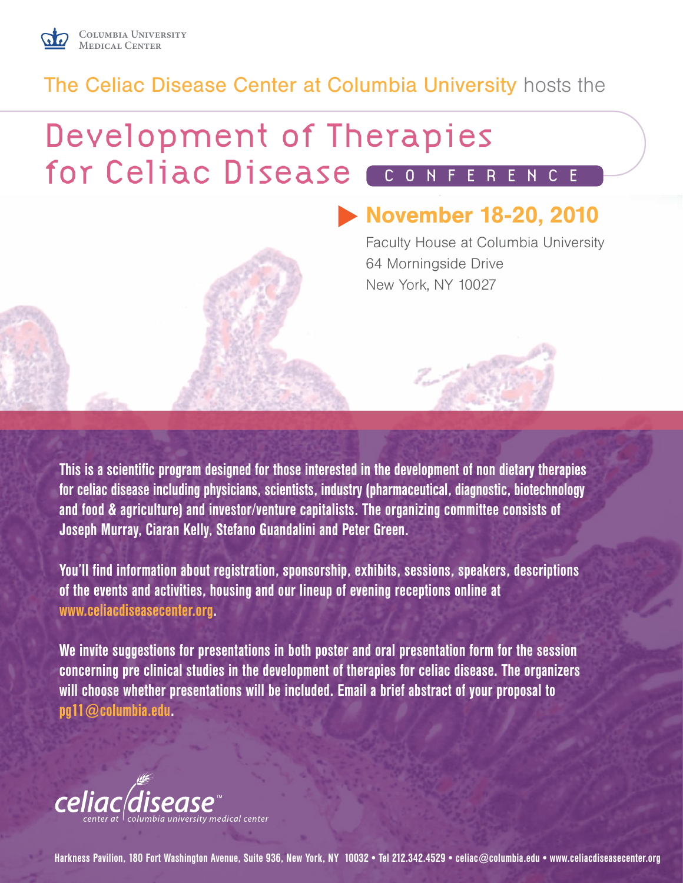Columbia University Medical Center

The Celiac Disease Center at Columbia University hosts the

# Development of Therapies for Celiac Disease CONFERENCE

## November 18-20, 2010

Faculty House at Columbia University
64 Morningside Drive
New York, NY 10027

**This is a scientific program designed for those interested in the development of non dietary therapies for celiac disease including physicians, scientists, industry (pharmaceutical, diagnostic, biotechnology and food & agriculture) and investor/venture capitalists. The organizing committee consists of Joseph Murray, Ciaran Kelly, Stefano Guandalini and Peter Green.**

**You'll find information about registration, sponsorship, exhibits, sessions, speakers, descriptions of the events and activities, housing and our lineup of evening receptions online at www.celiacdiseasecenter.org.**

**We invite suggestions for presentations in both poster and oral presentation form for the session concerning pre clinical studies in the development of therapies for celiac disease. The organizers will choose whether presentations will be included. Email a brief abstract of your proposal to pg11@columbia.edu.**

celiac disease™ center at columbia university medical center

Harkness Pavilion, 180 Fort Washington Avenue, Suite 936, New York, NY 10032 • Tel 212.342.4529 • celiac@columbia.edu • www.celiacdiseasecenter.org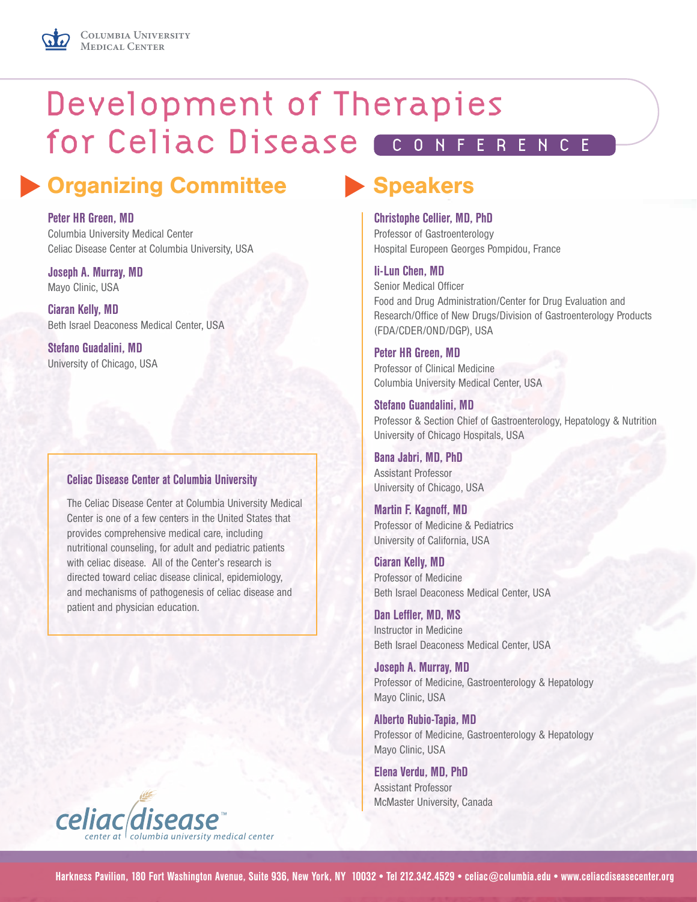Columbia University Medical Center

# Development of Therapies for Celiac Disease CONFERENCE

## Organizing Committee

**Peter HR Green, MD**
Columbia University Medical Center
Celiac Disease Center at Columbia University, USA

**Joseph A. Murray, MD**
Mayo Clinic, USA

**Ciaran Kelly, MD**
Beth Israel Deaconess Medical Center, USA

**Stefano Guadalini, MD**
University of Chicago, USA

### Celiac Disease Center at Columbia University

The Celiac Disease Center at Columbia University Medical Center is one of a few centers in the United States that provides comprehensive medical care, including nutritional counseling, for adult and pediatric patients with celiac disease. All of the Center's research is directed toward celiac disease clinical, epidemiology, and mechanisms of pathogenesis of celiac disease and patient and physician education.

## Speakers

**Christophe Cellier, MD, PhD**
Professor of Gastroenterology
Hospital Europeen Georges Pompidou, France

**Ii-Lun Chen, MD**
Senior Medical Officer
Food and Drug Administration/Center for Drug Evaluation and Research/Office of New Drugs/Division of Gastroenterology Products (FDA/CDER/OND/DGP), USA

**Peter HR Green, MD**
Professor of Clinical Medicine
Columbia University Medical Center, USA

**Stefano Guandalini, MD**
Professor & Section Chief of Gastroenterology, Hepatology & Nutrition
University of Chicago Hospitals, USA

**Bana Jabri, MD, PhD**
Assistant Professor
University of Chicago, USA

**Martin F. Kagnoff, MD**
Professor of Medicine & Pediatrics
University of California, USA

**Ciaran Kelly, MD**
Professor of Medicine
Beth Israel Deaconess Medical Center, USA

**Dan Leffler, MD, MS**
Instructor in Medicine
Beth Israel Deaconess Medical Center, USA

**Joseph A. Murray, MD**
Professor of Medicine, Gastroenterology & Hepatology
Mayo Clinic, USA

**Alberto Rubio-Tapia, MD**
Professor of Medicine, Gastroenterology & Hepatology
Mayo Clinic, USA

**Elena Verdu, MD, PhD**
Assistant Professor
McMaster University, Canada

celiac disease™ center at columbia university medical center

Harkness Pavilion, 180 Fort Washington Avenue, Suite 936, New York, NY 10032 • Tel 212.342.4529 • celiac@columbia.edu • www.celiacdiseasecenter.org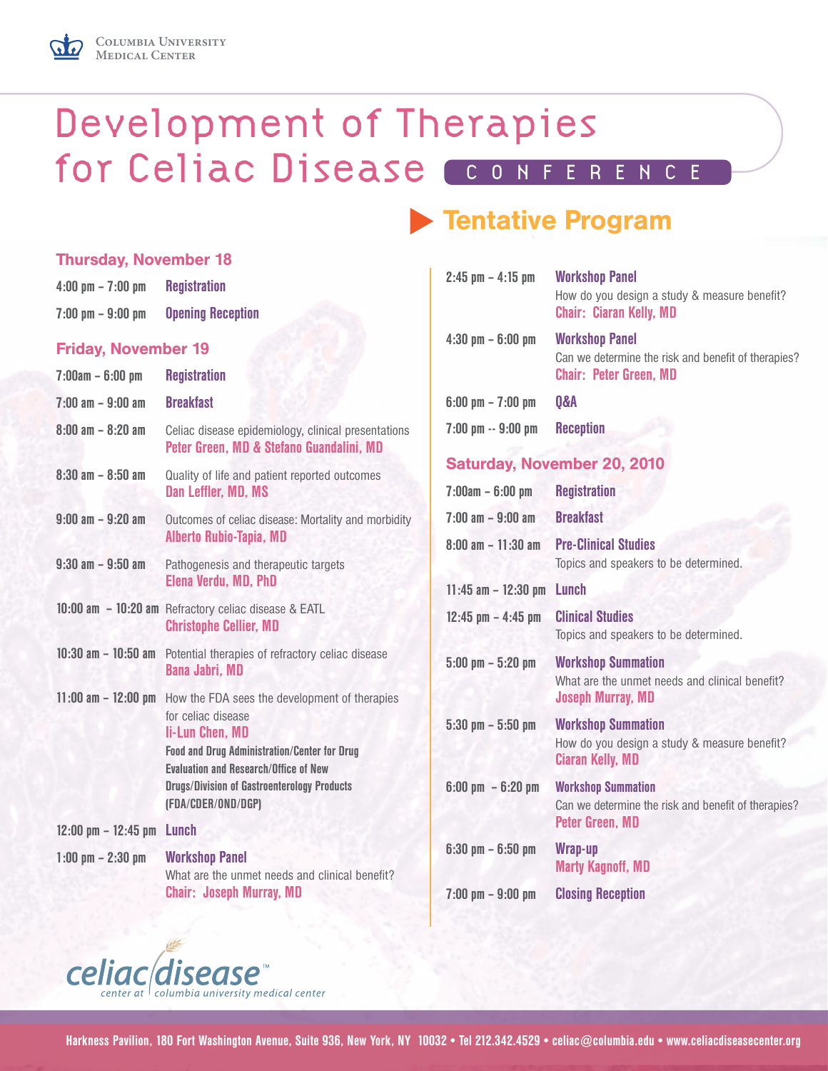Columbia University Medical Center

# Development of Therapies for Celiac Disease CONFERENCE

## Tentative Program

### Thursday, November 18

| | |
|---|---|
| 4:00 pm – 7:00 pm | **Registration** |
| 7:00 pm – 9:00 pm | **Opening Reception** |

### Friday, November 19

| | |
|---|---|
| 7:00am – 6:00 pm | **Registration** |
| 7:00 am – 9:00 am | **Breakfast** |
| 8:00 am – 8:20 am | Celiac disease epidemiology, clinical presentations<br>**Peter Green, MD & Stefano Guandalini, MD** |
| 8:30 am – 8:50 am | Quality of life and patient reported outcomes<br>**Dan Leffler, MD, MS** |
| 9:00 am – 9:20 am | Outcomes of celiac disease: Mortality and morbidity<br>**Alberto Rubio-Tapia, MD** |
| 9:30 am – 9:50 am | Pathogenesis and therapeutic targets<br>**Elena Verdu, MD, PhD** |
| 10:00 am – 10:20 am | Refractory celiac disease & EATL<br>**Christophe Cellier, MD** |
| 10:30 am – 10:50 am | Potential therapies of refractory celiac disease<br>**Bana Jabri, MD** |
| 11:00 am – 12:00 pm | How the FDA sees the development of therapies for celiac disease<br>**Ii-Lun Chen, MD**<br>**Food and Drug Administration/Center for Drug Evaluation and Research/Office of New Drugs/Division of Gastroenterology Products (FDA/CDER/OND/DGP)** |
| 12:00 pm – 12:45 pm | **Lunch** |
| 1:00 pm – 2:30 pm | **Workshop Panel**<br>What are the unmet needs and clinical benefit?<br>**Chair: Joseph Murray, MD** |
| 2:45 pm – 4:15 pm | **Workshop Panel**<br>How do you design a study & measure benefit?<br>**Chair: Ciaran Kelly, MD** |
| 4:30 pm – 6:00 pm | **Workshop Panel**<br>Can we determine the risk and benefit of therapies?<br>**Chair: Peter Green, MD** |
| 6:00 pm – 7:00 pm | **Q&A** |
| 7:00 pm -- 9:00 pm | **Reception** |

### Saturday, November 20, 2010

| | |
|---|---|
| 7:00am – 6:00 pm | **Registration** |
| 7:00 am – 9:00 am | **Breakfast** |
| 8:00 am – 11:30 am | **Pre-Clinical Studies**<br>Topics and speakers to be determined. |
| 11:45 am – 12:30 pm | **Lunch** |
| 12:45 pm – 4:45 pm | **Clinical Studies**<br>Topics and speakers to be determined. |
| 5:00 pm – 5:20 pm | **Workshop Summation**<br>What are the unmet needs and clinical benefit?<br>**Joseph Murray, MD** |
| 5:30 pm – 5:50 pm | **Workshop Summation**<br>How do you design a study & measure benefit?<br>**Ciaran Kelly, MD** |
| 6:00 pm – 6:20 pm | **Workshop Summation**<br>Can we determine the risk and benefit of therapies?<br>**Peter Green, MD** |
| 6:30 pm – 6:50 pm | **Wrap-up**<br>**Marty Kagnoff, MD** |
| 7:00 pm – 9:00 pm | **Closing Reception** |

celiac disease center at columbia university medical center

Harkness Pavilion, 180 Fort Washington Avenue, Suite 936, New York, NY 10032 • Tel 212.342.4529 • celiac@columbia.edu • www.celiacdiseasecenter.org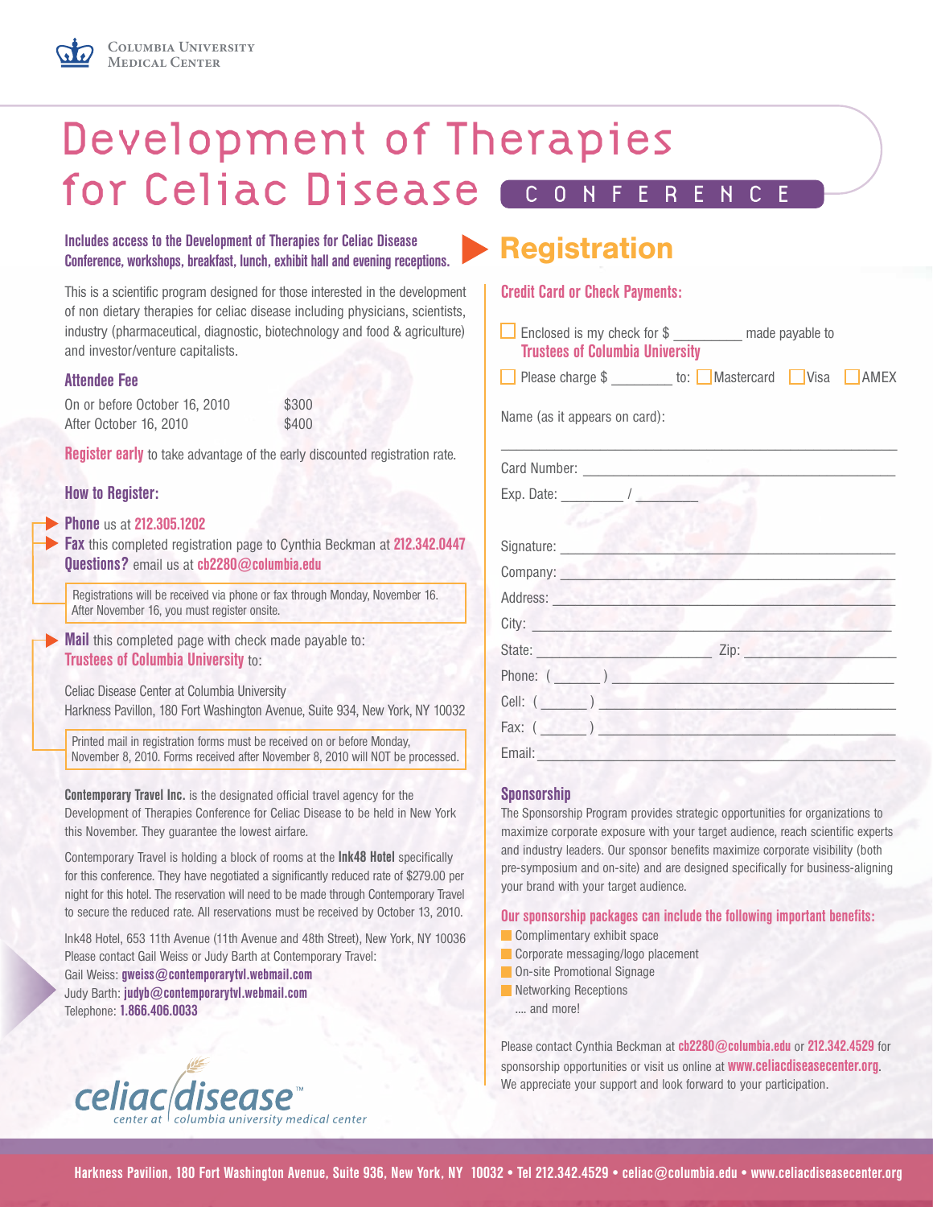Columbia University Medical Center

# Development of Therapies for Celiac Disease CONFERENCE

**Includes access to the Development of Therapies for Celiac Disease Conference, workshops, breakfast, lunch, exhibit hall and evening receptions.**

This is a scientific program designed for those interested in the development of non dietary therapies for celiac disease including physicians, scientists, industry (pharmaceutical, diagnostic, biotechnology and food & agriculture) and investor/venture capitalists.

### Attendee Fee

| | |
|---|---|
| On or before October 16, 2010 | $300 |
| After October 16, 2010 | $400 |

**Register early** to take advantage of the early discounted registration rate.

### How to Register:

- **Phone** us at **212.305.1202**
- **Fax** this completed registration page to Cynthia Beckman at **212.342.0447**

**Questions?** email us at **cb2280@columbia.edu**

Registrations will be received via phone or fax through Monday, November 16. After November 16, you must register onsite.

- **Mail** this completed page with check made payable to: **Trustees of Columbia University** to:

Celiac Disease Center at Columbia University
Harkness Pavillon, 180 Fort Washington Avenue, Suite 934, New York, NY 10032

Printed mail in registration forms must be received on or before Monday, November 8, 2010. Forms received after November 8, 2010 will NOT be processed.

**Contemporary Travel Inc.** is the designated official travel agency for the Development of Therapies Conference for Celiac Disease to be held in New York this November. They guarantee the lowest airfare.

Contemporary Travel is holding a block of rooms at the **Ink48 Hotel** specifically for this conference. They have negotiated a significantly reduced rate of $279.00 per night for this hotel. The reservation will need to be made through Contemporary Travel to secure the reduced rate. All reservations must be received by October 13, 2010.

Ink48 Hotel, 653 11th Avenue (11th Avenue and 48th Street), New York, NY 10036
Please contact Gail Weiss or Judy Barth at Contemporary Travel:
Gail Weiss: **gweiss@contemporarytvl.webmail.com**
Judy Barth: **judyb@contemporarytvl.webmail.com**
Telephone: **1.866.406.0033**

celiac disease™ center at columbia university medical center

## Registration

### Credit Card or Check Payments:

☐ Enclosed is my check for $ _________ made payable to **Trustees of Columbia University**

☐ Please charge $ ________ to: ☐ Mastercard ☐ Visa ☐ AMEX

Name (as it appears on card): ______________________________

Card Number: ______________________________

Exp. Date: ________ / ________

Signature: ______________________________

Company: ______________________________

Address: ______________________________

City: ______________________________

State: ________________ Zip: ________________

Phone: ( ______ ) ______________________________

Cell: ( ______ ) ______________________________

Fax: ( ______ ) ______________________________

Email: ______________________________

### Sponsorship

The Sponsorship Program provides strategic opportunities for organizations to maximize corporate exposure with your target audience, reach scientific experts and industry leaders. Our sponsor benefits maximize corporate visibility (both pre-symposium and on-site) and are designed specifically for business-aligning your brand with your target audience.

**Our sponsorship packages can include the following important benefits:**

- Complimentary exhibit space
- Corporate messaging/logo placement
- On-site Promotional Signage
- Networking Receptions

.... and more!

Please contact Cynthia Beckman at **cb2280@columbia.edu** or **212.342.4529** for sponsorship opportunities or visit us online at **www.celiacdiseasecenter.org**. We appreciate your support and look forward to your participation.

Harkness Pavilion, 180 Fort Washington Avenue, Suite 936, New York, NY 10032 • Tel 212.342.4529 • celiac@columbia.edu • www.celiacdiseasecenter.org